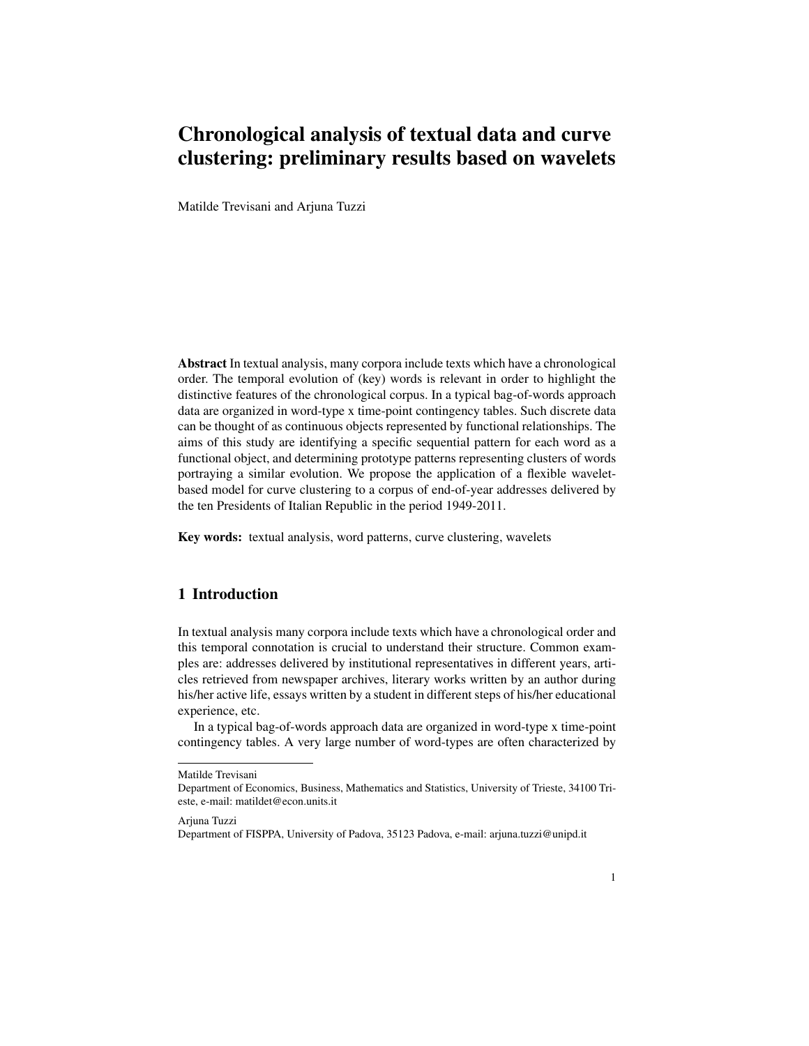# Chronological analysis of textual data and curve clustering: preliminary results based on wavelets

Matilde Trevisani and Arjuna Tuzzi

**Abstract** In textual analysis, many corpora include texts which have a chronological order. The temporal evolution of (key) words is relevant in order to highlight the distinctive features of the chronological corpus. In a typical bag-of-words approach data are organized in word-type x time-point contingency tables. Such discrete data can be thought of as continuous objects represented by functional relationships. The aims of this study are identifying a specific sequential pattern for each word as a functional object, and determining prototype patterns representing clusters of words portraying a similar evolution. We propose the application of a flexible wavelet-based model for curve clustering to a corpus of end-of-year addresses delivered by the ten Presidents of Italian Republic in the period 1949-2011.

**Key words:** textual analysis, word patterns, curve clustering, wavelets

## 1 Introduction

In textual analysis many corpora include texts which have a chronological order and this temporal connotation is crucial to understand their structure. Common examples are: addresses delivered by institutional representatives in different years, articles retrieved from newspaper archives, literary works written by an author during his/her active life, essays written by a student in different steps of his/her educational experience, etc.

In a typical bag-of-words approach data are organized in word-type x time-point contingency tables. A very large number of word-types are often characterized by

---

Matilde Trevisani
Department of Economics, Business, Mathematics and Statistics, University of Trieste, 34100 Trieste, e-mail: matildet@econ.units.it

Arjuna Tuzzi
Department of FISPPA, University of Padova, 35123 Padova, e-mail: arjuna.tuzzi@unipd.it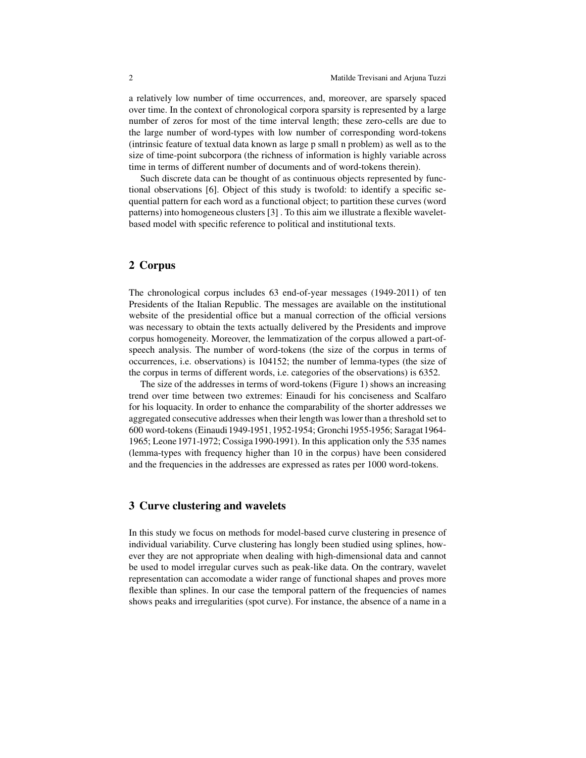a relatively low number of time occurrences, and, moreover, are sparsely spaced over time. In the context of chronological corpora sparsity is represented by a large number of zeros for most of the time interval length; these zero-cells are due to the large number of word-types with low number of corresponding word-tokens (intrinsic feature of textual data known as large p small n problem) as well as to the size of time-point subcorpora (the richness of information is highly variable across time in terms of different number of documents and of word-tokens therein).

Such discrete data can be thought of as continuous objects represented by functional observations [6]. Object of this study is twofold: to identify a specific sequential pattern for each word as a functional object; to partition these curves (word patterns) into homogeneous clusters [3] . To this aim we illustrate a flexible wavelet-based model with specific reference to political and institutional texts.

## 2 Corpus

The chronological corpus includes 63 end-of-year messages (1949-2011) of ten Presidents of the Italian Republic. The messages are available on the institutional website of the presidential office but a manual correction of the official versions was necessary to obtain the texts actually delivered by the Presidents and improve corpus homogeneity. Moreover, the lemmatization of the corpus allowed a part-of-speech analysis. The number of word-tokens (the size of the corpus in terms of occurrences, i.e. observations) is 104152; the number of lemma-types (the size of the corpus in terms of different words, i.e. categories of the observations) is 6352.

The size of the addresses in terms of word-tokens (Figure 1) shows an increasing trend over time between two extremes: Einaudi for his conciseness and Scalfaro for his loquacity. In order to enhance the comparability of the shorter addresses we aggregated consecutive addresses when their length was lower than a threshold set to 600 word-tokens (Einaudi 1949-1951, 1952-1954; Gronchi 1955-1956; Saragat 1964-1965; Leone 1971-1972; Cossiga 1990-1991). In this application only the 535 names (lemma-types with frequency higher than 10 in the corpus) have been considered and the frequencies in the addresses are expressed as rates per 1000 word-tokens.

## 3 Curve clustering and wavelets

In this study we focus on methods for model-based curve clustering in presence of individual variability. Curve clustering has longly been studied using splines, however they are not appropriate when dealing with high-dimensional data and cannot be used to model irregular curves such as peak-like data. On the contrary, wavelet representation can accomodate a wider range of functional shapes and proves more flexible than splines. In our case the temporal pattern of the frequencies of names shows peaks and irregularities (spot curve). For instance, the absence of a name in a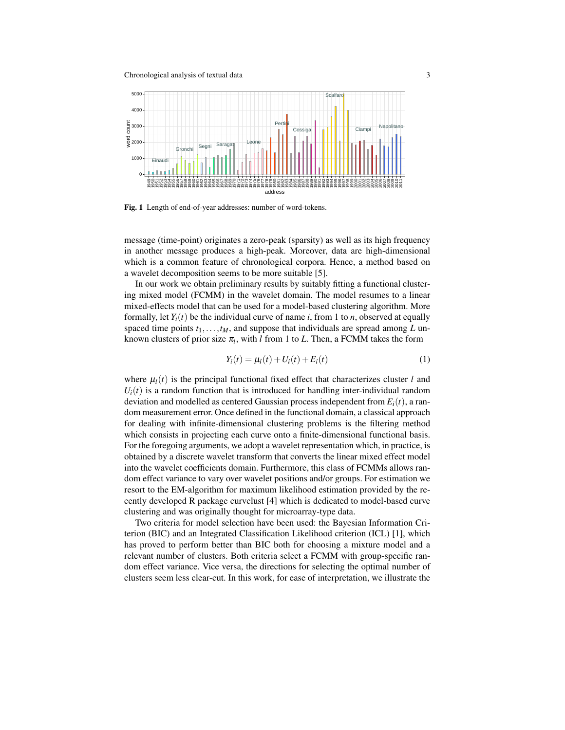**Fig. 1** Length of end-of-year addresses: number of word-tokens.

message (time-point) originates a zero-peak (sparsity) as well as its high frequency in another message produces a high-peak. Moreover, data are high-dimensional which is a common feature of chronological corpora. Hence, a method based on a wavelet decomposition seems to be more suitable [5].

In our work we obtain preliminary results by suitably fitting a functional clustering mixed model (FCMM) in the wavelet domain. The model resumes to a linear mixed-effects model that can be used for a model-based clustering algorithm. More formally, let $Y_i(t)$ be the individual curve of name $i$, from 1 to $n$, observed at equally spaced time points $t_1, \ldots, t_M$, and suppose that individuals are spread among $L$ unknown clusters of prior size $\pi_l$, with $l$ from 1 to $L$. Then, a FCMM takes the form

$$Y_i(t) = \mu_l(t) + U_i(t) + E_i(t) \tag{1}$$

where $\mu_l(t)$ is the principal functional fixed effect that characterizes cluster $l$ and $U_i(t)$ is a random function that is introduced for handling inter-individual random deviation and modelled as centered Gaussian process independent from $E_i(t)$, a random measurement error. Once defined in the functional domain, a classical approach for dealing with infinite-dimensional clustering problems is the filtering method which consists in projecting each curve onto a finite-dimensional functional basis. For the foregoing arguments, we adopt a wavelet representation which, in practice, is obtained by a discrete wavelet transform that converts the linear mixed effect model into the wavelet coefficients domain. Furthermore, this class of FCMMs allows random effect variance to vary over wavelet positions and/or groups. For estimation we resort to the EM-algorithm for maximum likelihood estimation provided by the recently developed R package curvclust [4] which is dedicated to model-based curve clustering and was originally thought for microarray-type data.

Two criteria for model selection have been used: the Bayesian Information Criterion (BIC) and an Integrated Classification Likelihood criterion (ICL) [1], which has proved to perform better than BIC both for choosing a mixture model and a relevant number of clusters. Both criteria select a FCMM with group-specific random effect variance. Vice versa, the directions for selecting the optimal number of clusters seem less clear-cut. In this work, for ease of interpretation, we illustrate the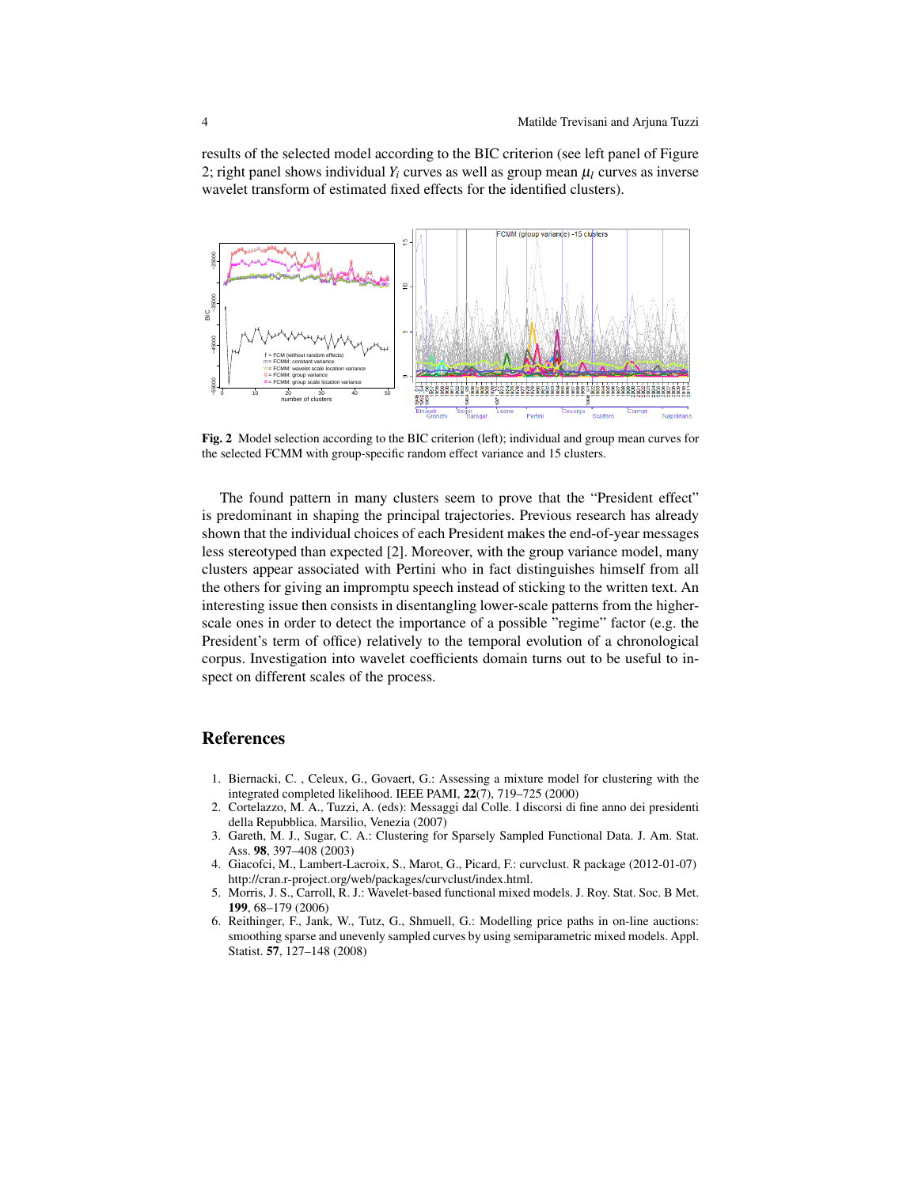results of the selected model according to the BIC criterion (see left panel of Figure 2; right panel shows individual $Y_i$ curves as well as group mean $\mu_l$ curves as inverse wavelet transform of estimated fixed effects for the identified clusters).

BIC

-25000
-35000
-45000
-55000

0 10 20 30 40 50

number of clusters

f = FCM (without random effects)
m= FCMM: constant variance
w= FCMM: wavelet scale location variance
g= FCMM: group variance
a= FCMM: group scale location variance

FCMM (group variance) -15 clusters

0 5 10 15

Einaudi Gronchi Segni Saragat Leone Pertini Cossiga Scalfaro Ciampi Napolitano

**Fig. 2** Model selection according to the BIC criterion (left); individual and group mean curves for the selected FCMM with group-specific random effect variance and 15 clusters.

The found pattern in many clusters seem to prove that the “President effect” is predominant in shaping the principal trajectories. Previous research has already shown that the individual choices of each President makes the end-of-year messages less stereotyped than expected [2]. Moreover, with the group variance model, many clusters appear associated with Pertini who in fact distinguishes himself from all the others for giving an impromptu speech instead of sticking to the written text. An interesting issue then consists in disentangling lower-scale patterns from the higher-scale ones in order to detect the importance of a possible ”regime” factor (e.g. the President’s term of office) relatively to the temporal evolution of a chronological corpus. Investigation into wavelet coefficients domain turns out to be useful to inspect on different scales of the process.

## References

1. Biernacki, C. , Celeux, G., Govaert, G.: Assessing a mixture model for clustering with the integrated completed likelihood. IEEE PAMI, **22**(7), 719–725 (2000)
2. Cortelazzo, M. A., Tuzzi, A. (eds): Messaggi dal Colle. I discorsi di fine anno dei presidenti della Repubblica. Marsilio, Venezia (2007)
3. Gareth, M. J., Sugar, C. A.: Clustering for Sparsely Sampled Functional Data. J. Am. Stat. Ass. **98**, 397–408 (2003)
4. Giacofci, M., Lambert-Lacroix, S., Marot, G., Picard, F.: curvclust. R package (2012-01-07) http://cran.r-project.org/web/packages/curvclust/index.html.
5. Morris, J. S., Carroll, R. J.: Wavelet-based functional mixed models. J. Roy. Stat. Soc. B Met. **199**, 68–179 (2006)
6. Reithinger, F., Jank, W., Tutz, G., Shmuell, G.: Modelling price paths in on-line auctions: smoothing sparse and unevenly sampled curves by using semiparametric mixed models. Appl. Statist. **57**, 127–148 (2008)